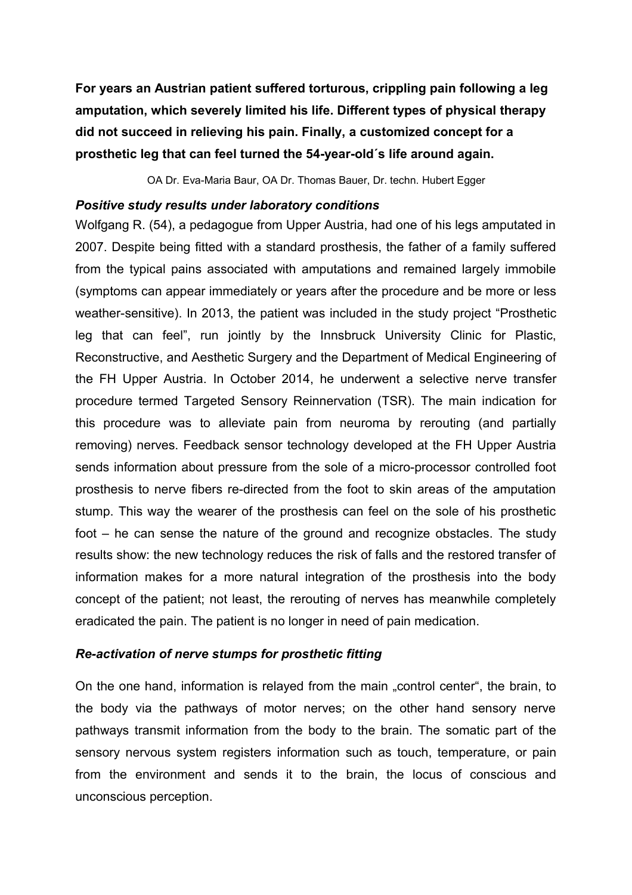**For years an Austrian patient suffered torturous, crippling pain following a leg amputation, which severely limited his life. Different types of physical therapy did not succeed in relieving his pain. Finally, a customized concept for a prosthetic leg that can feel turned the 54-year-old´s life around again.**

OA Dr. Eva-Maria Baur, OA Dr. Thomas Bauer, Dr. techn. Hubert Egger

### *Positive study results under laboratory conditions*

Wolfgang R. (54), a pedagogue from Upper Austria, had one of his legs amputated in 2007. Despite being fitted with a standard prosthesis, the father of a family suffered from the typical pains associated with amputations and remained largely immobile (symptoms can appear immediately or years after the procedure and be more or less weather-sensitive). In 2013, the patient was included in the study project "Prosthetic leg that can feel", run jointly by the Innsbruck University Clinic for Plastic, Reconstructive, and Aesthetic Surgery and the Department of Medical Engineering of the FH Upper Austria. In October 2014, he underwent a selective nerve transfer procedure termed Targeted Sensory Reinnervation (TSR). The main indication for this procedure was to alleviate pain from neuroma by rerouting (and partially removing) nerves. Feedback sensor technology developed at the FH Upper Austria sends information about pressure from the sole of a micro-processor controlled foot prosthesis to nerve fibers re-directed from the foot to skin areas of the amputation stump. This way the wearer of the prosthesis can feel on the sole of his prosthetic foot – he can sense the nature of the ground and recognize obstacles. The study results show: the new technology reduces the risk of falls and the restored transfer of information makes for a more natural integration of the prosthesis into the body concept of the patient; not least, the rerouting of nerves has meanwhile completely eradicated the pain. The patient is no longer in need of pain medication.

### *Re-activation of nerve stumps for prosthetic fitting*

On the one hand, information is relayed from the main „control center", the brain, to the body via the pathways of motor nerves; on the other hand sensory nerve pathways transmit information from the body to the brain. The somatic part of the sensory nervous system registers information such as touch, temperature, or pain from the environment and sends it to the brain, the locus of conscious and unconscious perception.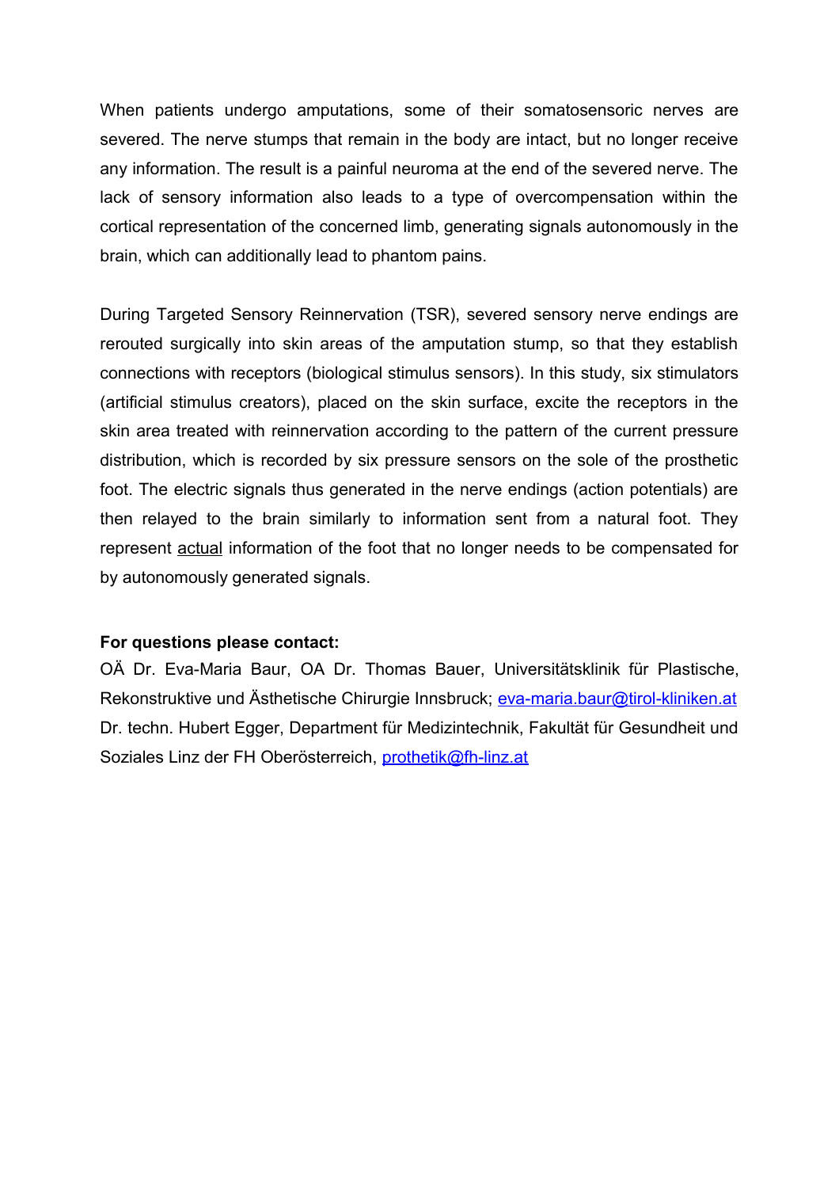When patients undergo amputations, some of their somatosensoric nerves are severed. The nerve stumps that remain in the body are intact, but no longer receive any information. The result is a painful neuroma at the end of the severed nerve. The lack of sensory information also leads to a type of overcompensation within the cortical representation of the concerned limb, generating signals autonomously in the brain, which can additionally lead to phantom pains.

During Targeted Sensory Reinnervation (TSR), severed sensory nerve endings are rerouted surgically into skin areas of the amputation stump, so that they establish connections with receptors (biological stimulus sensors). In this study, six stimulators (artificial stimulus creators), placed on the skin surface, excite the receptors in the skin area treated with reinnervation according to the pattern of the current pressure distribution, which is recorded by six pressure sensors on the sole of the prosthetic foot. The electric signals thus generated in the nerve endings (action potentials) are then relayed to the brain similarly to information sent from a natural foot. They represent actual information of the foot that no longer needs to be compensated for by autonomously generated signals.

**For questions please contact:**

OÄ Dr. Eva-Maria Baur, OA Dr. Thomas Bauer, Universitätsklinik für Plastische, Rekonstruktive und Ästhetische Chirurgie Innsbruck; eva-maria.baur@tirol-kliniken.at
Dr. techn. Hubert Egger, Department für Medizintechnik, Fakultät für Gesundheit und Soziales Linz der FH Oberösterreich, prothetik@fh-linz.at